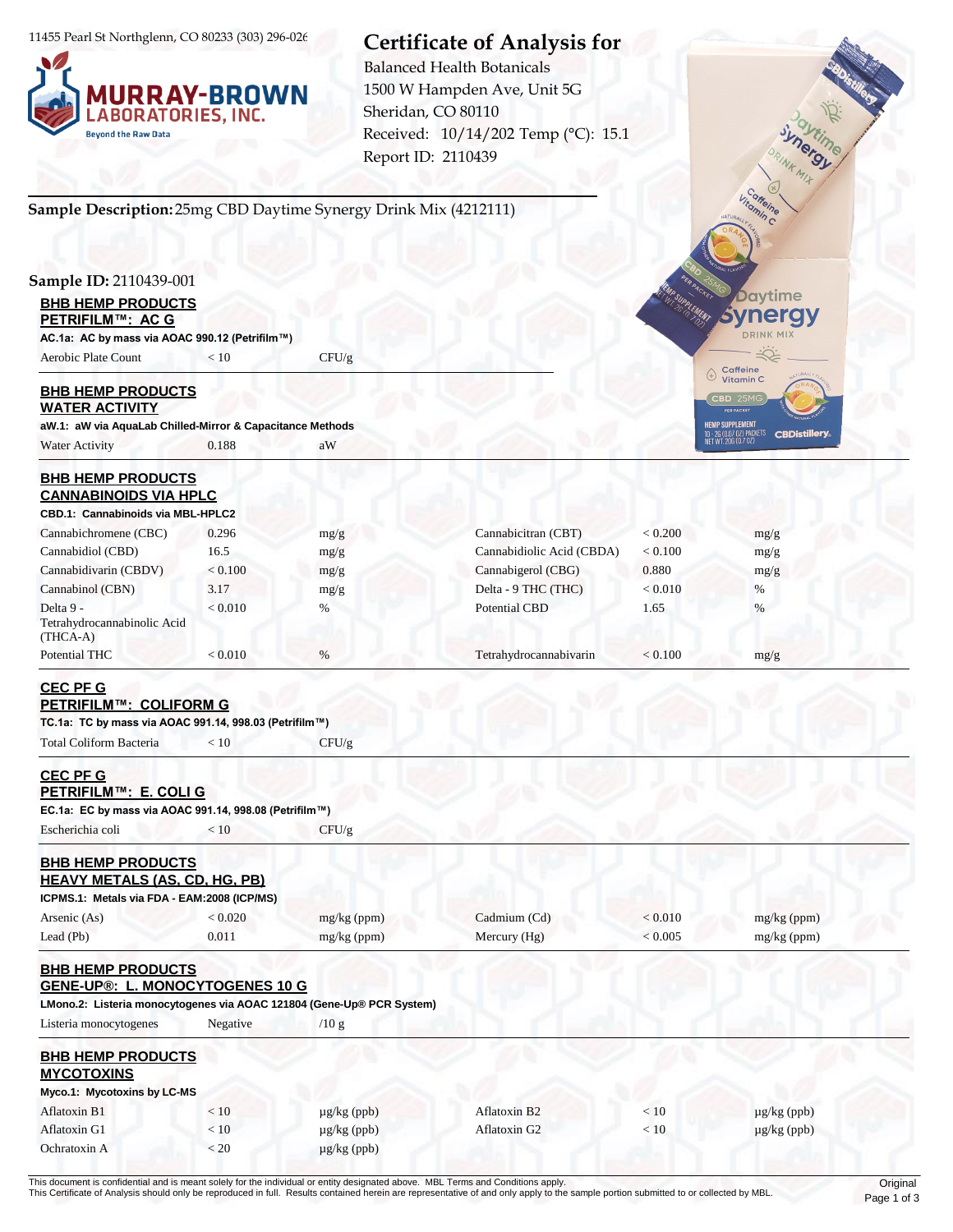11455 Pearl St Northglenn, CO 80233 (303) 296-026

**MURRAY-BROWN LABORATORIES, INC.**
Beyond the Raw Data

# Certificate of Analysis for

Balanced Health Botanicals
1500 W Hampden Ave, Unit 5G
Sheridan, CO 80110
Received: 10/14/202 Temp (°C): 15.1
Report ID: 2110439

**Sample Description:** 25mg CBD Daytime Synergy Drink Mix (4212111)

**Sample ID:** 2110439-001

## BHB HEMP PRODUCTS PETRIFILM™: AC G

**AC.1a: AC by mass via AOAC 990.12 (Petrifilm™)**

| Analyte | Result | Units |
|---|---|---|
| Aerobic Plate Count | < 10 | CFU/g |

## BHB HEMP PRODUCTS WATER ACTIVITY

**aW.1: aW via AquaLab Chilled-Mirror & Capacitance Methods**

| Analyte | Result | Units |
|---|---|---|
| Water Activity | 0.188 | aW |

## BHB HEMP PRODUCTS CANNABINOIDS VIA HPLC

**CBD.1: Cannabinoids via MBL-HPLC2**

| Analyte | Result | Units | Analyte | Result | Units |
|---|---|---|---|---|---|
| Cannabichromene (CBC) | 0.296 | mg/g | Cannabicitran (CBT) | < 0.200 | mg/g |
| Cannabidiol (CBD) | 16.5 | mg/g | Cannabidiolic Acid (CBDA) | < 0.100 | mg/g |
| Cannabidivarin (CBDV) | < 0.100 | mg/g | Cannabigerol (CBG) | 0.880 | mg/g |
| Cannabinol (CBN) | 3.17 | mg/g | Delta - 9 THC (THC) | < 0.010 | % |
| Delta 9 - Tetrahydrocannabinolic Acid (THCA-A) | < 0.010 | % | Potential CBD | 1.65 | % |
| Potential THC | < 0.010 | % | Tetrahydrocannabivarin | < 0.100 | mg/g |

## CEC PF G PETRIFILM™: COLIFORM G

**TC.1a: TC by mass via AOAC 991.14, 998.03 (Petrifilm™)**

| Analyte | Result | Units |
|---|---|---|
| Total Coliform Bacteria | < 10 | CFU/g |

## CEC PF G PETRIFILM™: E. COLI G

**EC.1a: EC by mass via AOAC 991.14, 998.08 (Petrifilm™)**

| Analyte | Result | Units |
|---|---|---|
| Escherichia coli | < 10 | CFU/g |

## BHB HEMP PRODUCTS HEAVY METALS (AS, CD, HG, PB)

**ICPMS.1: Metals via FDA - EAM:2008 (ICP/MS)**

| Analyte | Result | Units | Analyte | Result | Units |
|---|---|---|---|---|---|
| Arsenic (As) | < 0.020 | mg/kg (ppm) | Cadmium (Cd) | < 0.010 | mg/kg (ppm) |
| Lead (Pb) | 0.011 | mg/kg (ppm) | Mercury (Hg) | < 0.005 | mg/kg (ppm) |

## BHB HEMP PRODUCTS GENE-UP®: L. MONOCYTOGENES 10 G

**LMono.2: Listeria monocytogenes via AOAC 121804 (Gene-Up® PCR System)**

| Analyte | Result | Units |
|---|---|---|
| Listeria monocytogenes | Negative | /10 g |

## BHB HEMP PRODUCTS MYCOTOXINS

**Myco.1: Mycotoxins by LC-MS**

| Analyte | Result | Units | Analyte | Result | Units |
|---|---|---|---|---|---|
| Aflatoxin B1 | < 10 | µg/kg (ppb) | Aflatoxin B2 | < 10 | µg/kg (ppb) |
| Aflatoxin G1 | < 10 | µg/kg (ppb) | Aflatoxin G2 | < 10 | µg/kg (ppb) |
| Ochratoxin A | < 20 | µg/kg (ppb) | | | |

This document is confidential and is meant solely for the individual or entity designated above. MBL Terms and Conditions apply.
This Certificate of Analysis should only be reproduced in full. Results contained herein are representative of and only apply to the sample portion submitted to or collected by MBL.

Original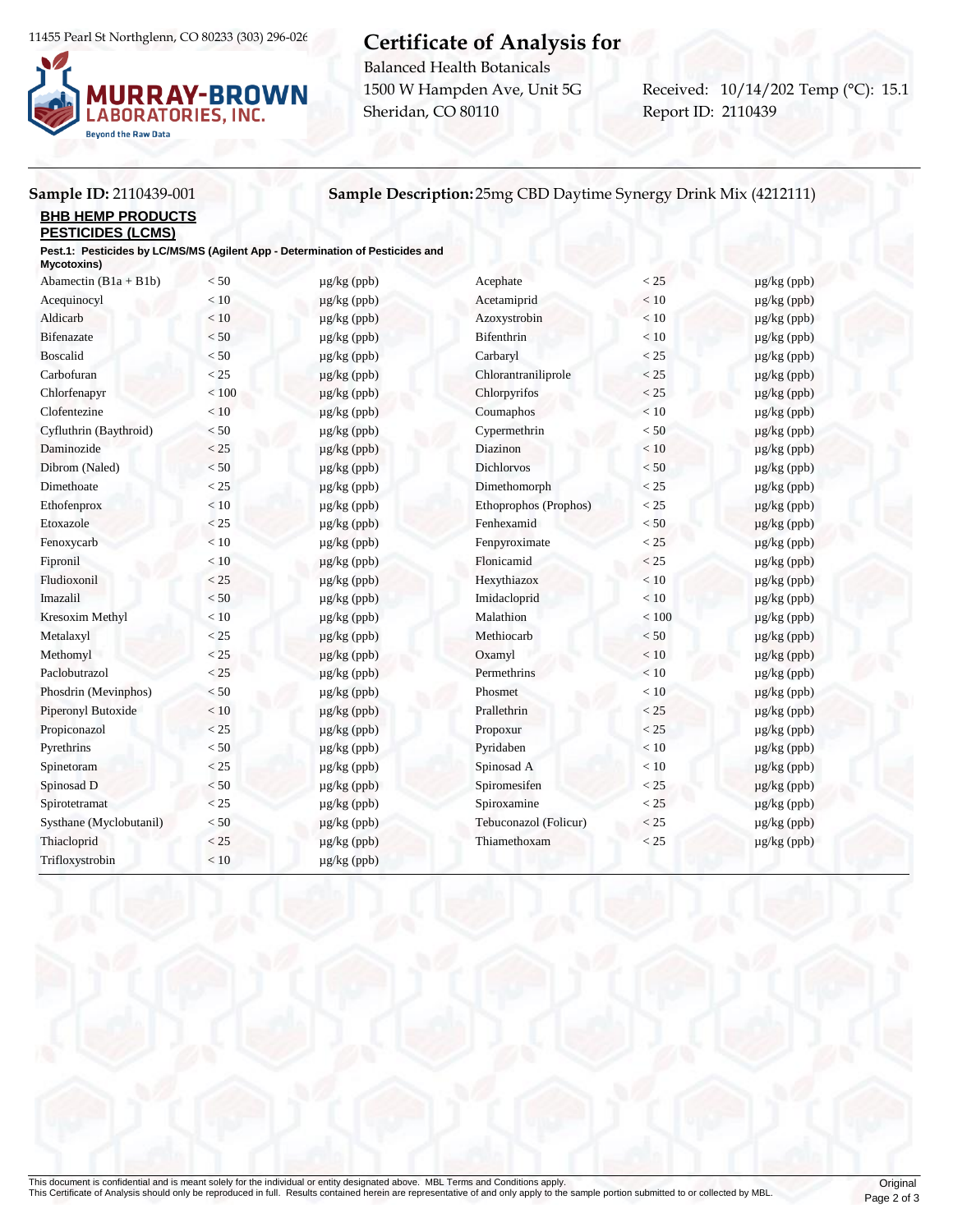11455 Pearl St Northglenn, CO 80233 (303) 296-026

**MURRAY-BROWN LABORATORIES, INC.**
Beyond the Raw Data

# Certificate of Analysis for

Balanced Health Botanicals
1500 W Hampden Ave, Unit 5G
Sheridan, CO 80110

Received: 10/14/202 Temp (°C): 15.1
Report ID: 2110439

**Sample ID:** 2110439-001 **Sample Description:** 25mg CBD Daytime Synergy Drink Mix (4212111)

**BHB HEMP PRODUCTS**

**PESTICIDES (LCMS)**

**Pest.1: Pesticides by LC/MS/MS (Agilent App - Determination of Pesticides and Mycotoxins)**

| Analyte | Result | Units | Analyte | Result | Units |
|---|---|---|---|---|---|
| Abamectin (B1a + B1b) | < 50 | μg/kg (ppb) | Acephate | < 25 | μg/kg (ppb) |
| Acequinocyl | < 10 | μg/kg (ppb) | Acetamiprid | < 10 | μg/kg (ppb) |
| Aldicarb | < 10 | μg/kg (ppb) | Azoxystrobin | < 10 | μg/kg (ppb) |
| Bifenazate | < 50 | μg/kg (ppb) | Bifenthrin | < 10 | μg/kg (ppb) |
| Boscalid | < 50 | μg/kg (ppb) | Carbaryl | < 25 | μg/kg (ppb) |
| Carbofuran | < 25 | μg/kg (ppb) | Chlorantraniliprole | < 25 | μg/kg (ppb) |
| Chlorfenapyr | < 100 | μg/kg (ppb) | Chlorpyrifos | < 25 | μg/kg (ppb) |
| Clofentezine | < 10 | μg/kg (ppb) | Coumaphos | < 10 | μg/kg (ppb) |
| Cyfluthrin (Baythroid) | < 50 | μg/kg (ppb) | Cypermethrin | < 50 | μg/kg (ppb) |
| Daminozide | < 25 | μg/kg (ppb) | Diazinon | < 10 | μg/kg (ppb) |
| Dibrom (Naled) | < 50 | μg/kg (ppb) | Dichlorvos | < 50 | μg/kg (ppb) |
| Dimethoate | < 25 | μg/kg (ppb) | Dimethomorph | < 25 | μg/kg (ppb) |
| Ethofenprox | < 10 | μg/kg (ppb) | Ethoprophos (Prophos) | < 25 | μg/kg (ppb) |
| Etoxazole | < 25 | μg/kg (ppb) | Fenhexamid | < 50 | μg/kg (ppb) |
| Fenoxycarb | < 10 | μg/kg (ppb) | Fenpyroximate | < 25 | μg/kg (ppb) |
| Fipronil | < 10 | μg/kg (ppb) | Flonicamid | < 25 | μg/kg (ppb) |
| Fludioxonil | < 25 | μg/kg (ppb) | Hexythiazox | < 10 | μg/kg (ppb) |
| Imazalil | < 50 | μg/kg (ppb) | Imidacloprid | < 10 | μg/kg (ppb) |
| Kresoxim Methyl | < 10 | μg/kg (ppb) | Malathion | < 100 | μg/kg (ppb) |
| Metalaxyl | < 25 | μg/kg (ppb) | Methiocarb | < 50 | μg/kg (ppb) |
| Methomyl | < 25 | μg/kg (ppb) | Oxamyl | < 10 | μg/kg (ppb) |
| Paclobutrazol | < 25 | μg/kg (ppb) | Permethrins | < 10 | μg/kg (ppb) |
| Phosdrin (Mevinphos) | < 50 | μg/kg (ppb) | Phosmet | < 10 | μg/kg (ppb) |
| Piperonyl Butoxide | < 10 | μg/kg (ppb) | Prallethrin | < 25 | μg/kg (ppb) |
| Propiconazol | < 25 | μg/kg (ppb) | Propoxur | < 25 | μg/kg (ppb) |
| Pyrethrins | < 50 | μg/kg (ppb) | Pyridaben | < 10 | μg/kg (ppb) |
| Spinetoram | < 25 | μg/kg (ppb) | Spinosad A | < 10 | μg/kg (ppb) |
| Spinosad D | < 50 | μg/kg (ppb) | Spiromesifen | < 25 | μg/kg (ppb) |
| Spirotetramat | < 25 | μg/kg (ppb) | Spiroxamine | < 25 | μg/kg (ppb) |
| Systhane (Myclobutanil) | < 50 | μg/kg (ppb) | Tebuconazol (Folicur) | < 25 | μg/kg (ppb) |
| Thiacloprid | < 25 | μg/kg (ppb) | Thiamethoxam | < 25 | μg/kg (ppb) |
| Trifloxystrobin | < 10 | μg/kg (ppb) | | | |

This document is confidential and is meant solely for the individual or entity designated above. MBL Terms and Conditions apply.
This Certificate of Analysis should only be reproduced in full. Results contained herein are representative of and only apply to the sample portion submitted to or collected by MBL.

Original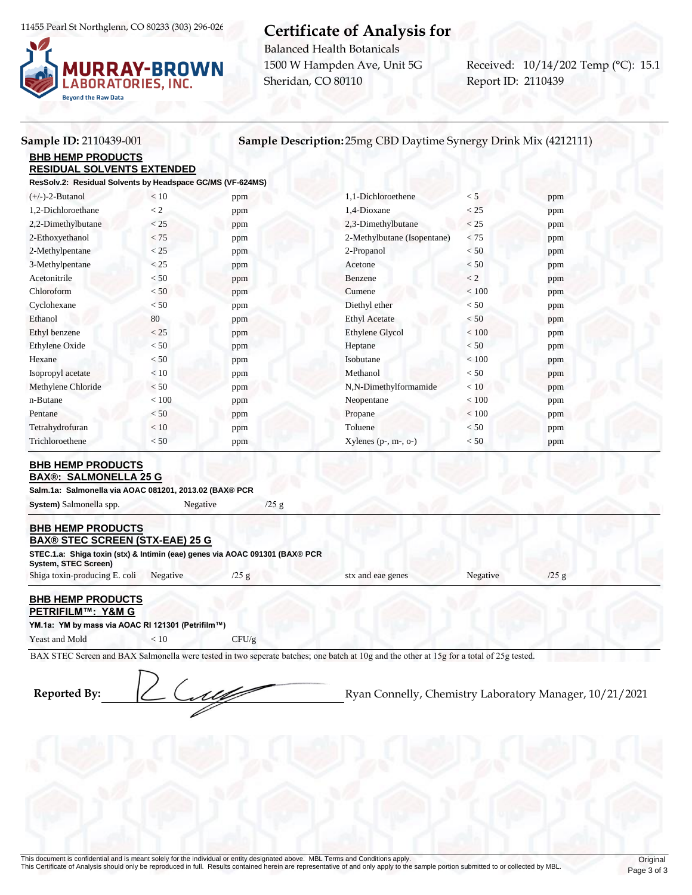11455 Pearl St Northglenn, CO 80233 (303) 296-026

**MURRAY-BROWN LABORATORIES, INC.**
Beyond the Raw Data

# Certificate of Analysis for

Balanced Health Botanicals
1500 W Hampden Ave, Unit 5G
Sheridan, CO 80110

Received: 10/14/202 Temp (°C): 15.1
Report ID: 2110439

**Sample ID:** 2110439-001

**Sample Description:** 25mg CBD Daytime Synergy Drink Mix (4212111)

## BHB HEMP PRODUCTS
### RESIDUAL SOLVENTS EXTENDED

**ResSolv.2: Residual Solvents by Headspace GC/MS (VF-624MS)**

| Analyte | Result | Units | Analyte | Result | Units |
|---|---|---|---|---|---|
| (+/-)-2-Butanol | < 10 | ppm | 1,1-Dichloroethene | < 5 | ppm |
| 1,2-Dichloroethane | < 2 | ppm | 1,4-Dioxane | < 25 | ppm |
| 2,2-Dimethylbutane | < 25 | ppm | 2,3-Dimethylbutane | < 25 | ppm |
| 2-Ethoxyethanol | < 75 | ppm | 2-Methylbutane (Isopentane) | < 75 | ppm |
| 2-Methylpentane | < 25 | ppm | 2-Propanol | < 50 | ppm |
| 3-Methylpentane | < 25 | ppm | Acetone | < 50 | ppm |
| Acetonitrile | < 50 | ppm | Benzene | < 2 | ppm |
| Chloroform | < 50 | ppm | Cumene | < 100 | ppm |
| Cyclohexane | < 50 | ppm | Diethyl ether | < 50 | ppm |
| Ethanol | 80 | ppm | Ethyl Acetate | < 50 | ppm |
| Ethyl benzene | < 25 | ppm | Ethylene Glycol | < 100 | ppm |
| Ethylene Oxide | < 50 | ppm | Heptane | < 50 | ppm |
| Hexane | < 50 | ppm | Isobutane | < 100 | ppm |
| Isopropyl acetate | < 10 | ppm | Methanol | < 50 | ppm |
| Methylene Chloride | < 50 | ppm | N,N-Dimethylformamide | < 10 | ppm |
| n-Butane | < 100 | ppm | Neopentane | < 100 | ppm |
| Pentane | < 50 | ppm | Propane | < 100 | ppm |
| Tetrahydrofuran | < 10 | ppm | Toluene | < 50 | ppm |
| Trichloroethene | < 50 | ppm | Xylenes (p-, m-, o-) | < 50 | ppm |

## BHB HEMP PRODUCTS
### BAX®: SALMONELLA 25 G

**Salm.1a: Salmonella via AOAC 081201, 2013.02 (BAX® PCR System)**

| Analyte | Result | Units |
|---|---|---|
| Salmonella spp. | Negative | /25 g |

## BHB HEMP PRODUCTS
### BAX® STEC SCREEN (STX-EAE) 25 G

**STEC.1.a: Shiga toxin (stx) & Intimin (eae) genes via AOAC 091301 (BAX® PCR System, STEC Screen)**

| Analyte | Result | Units | Analyte | Result | Units |
|---|---|---|---|---|---|
| Shiga toxin-producing E. coli | Negative | /25 g | stx and eae genes | Negative | /25 g |

## BHB HEMP PRODUCTS
### PETRIFILM™: Y&M G

**YM.1a: YM by mass via AOAC RI 121301 (Petrifilm™)**

| Analyte | Result | Units |
|---|---|---|
| Yeast and Mold | < 10 | CFU/g |

BAX STEC Screen and BAX Salmonella were tested in two seperate batches; one batch at 10g and the other at 15g for a total of 25g tested.

**Reported By:** Ryan Connelly, Chemistry Laboratory Manager, 10/21/2021

This document is confidential and is meant solely for the individual or entity designated above. MBL Terms and Conditions apply.
This Certificate of Analysis should only be reproduced in full. Results contained herein are representative of and only apply to the sample portion submitted to or collected by MBL.

Original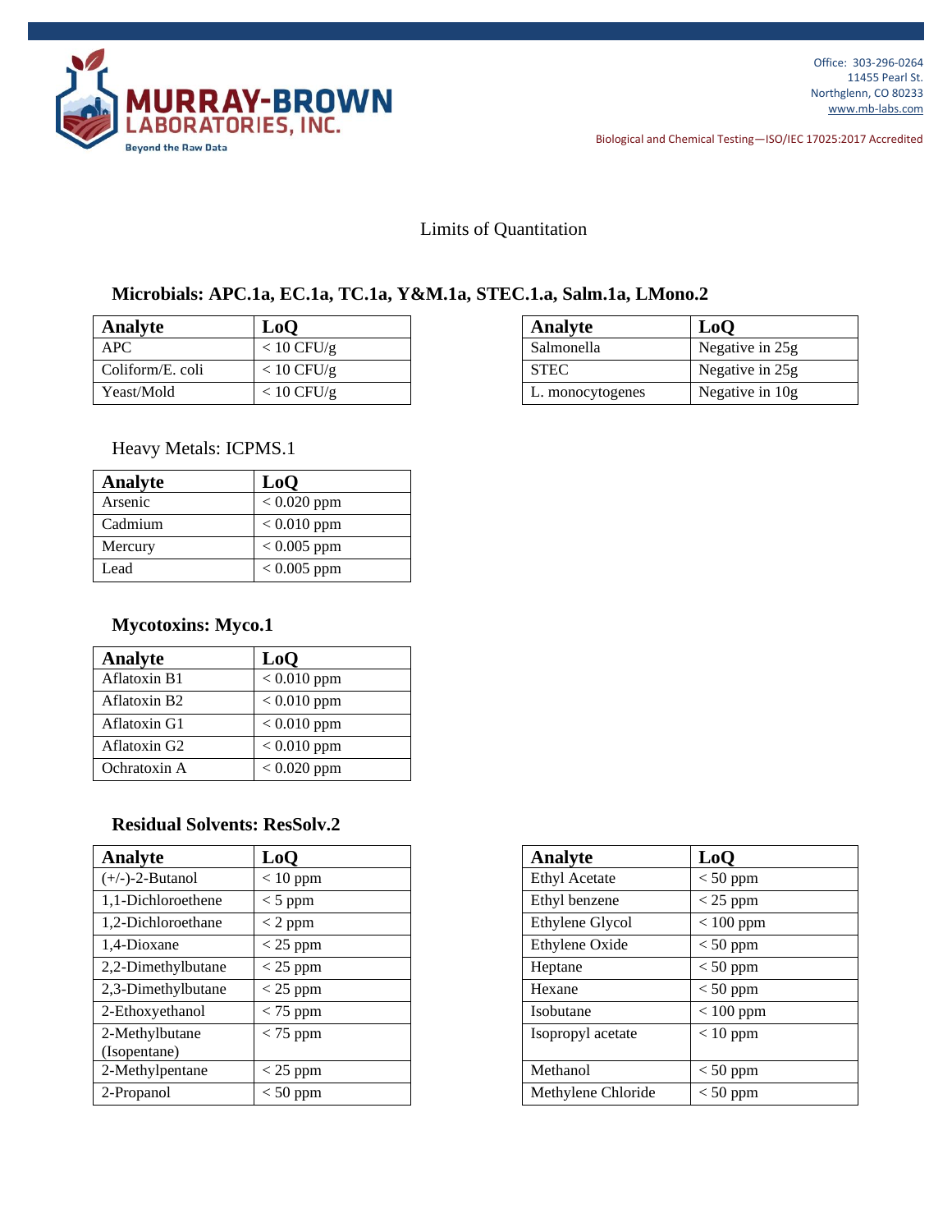Limits of Quantitation

## Microbials: APC.1a, EC.1a, TC.1a, Y&M.1a, STEC.1.a, Salm.1a, LMono.2

| Analyte | LoQ |
|---|---|
| APC | < 10 CFU/g |
| Coliform/E. coli | < 10 CFU/g |
| Yeast/Mold | < 10 CFU/g |

| Analyte | LoQ |
|---|---|
| Salmonella | Negative in 25g |
| STEC | Negative in 25g |
| L. monocytogenes | Negative in 10g |

## Heavy Metals: ICPMS.1

| Analyte | LoQ |
|---|---|
| Arsenic | < 0.020 ppm |
| Cadmium | < 0.010 ppm |
| Mercury | < 0.005 ppm |
| Lead | < 0.005 ppm |

## Mycotoxins: Myco.1

| Analyte | LoQ |
|---|---|
| Aflatoxin B1 | < 0.010 ppm |
| Aflatoxin B2 | < 0.010 ppm |
| Aflatoxin G1 | < 0.010 ppm |
| Aflatoxin G2 | < 0.010 ppm |
| Ochratoxin A | < 0.020 ppm |

## Residual Solvents: ResSolv.2

| Analyte | LoQ |
|---|---|
| (+/-)-2-Butanol | < 10 ppm |
| 1,1-Dichloroethene | < 5 ppm |
| 1,2-Dichloroethane | < 2 ppm |
| 1,4-Dioxane | < 25 ppm |
| 2,2-Dimethylbutane | < 25 ppm |
| 2,3-Dimethylbutane | < 25 ppm |
| 2-Ethoxyethanol | < 75 ppm |
| 2-Methylbutane (Isopentane) | < 75 ppm |
| 2-Methylpentane | < 25 ppm |
| 2-Propanol | < 50 ppm |

| Analyte | LoQ |
|---|---|
| Ethyl Acetate | < 50 ppm |
| Ethyl benzene | < 25 ppm |
| Ethylene Glycol | < 100 ppm |
| Ethylene Oxide | < 50 ppm |
| Heptane | < 50 ppm |
| Hexane | < 50 ppm |
| Isobutane | < 100 ppm |
| Isopropyl acetate | < 10 ppm |
| Methanol | < 50 ppm |
| Methylene Chloride | < 50 ppm |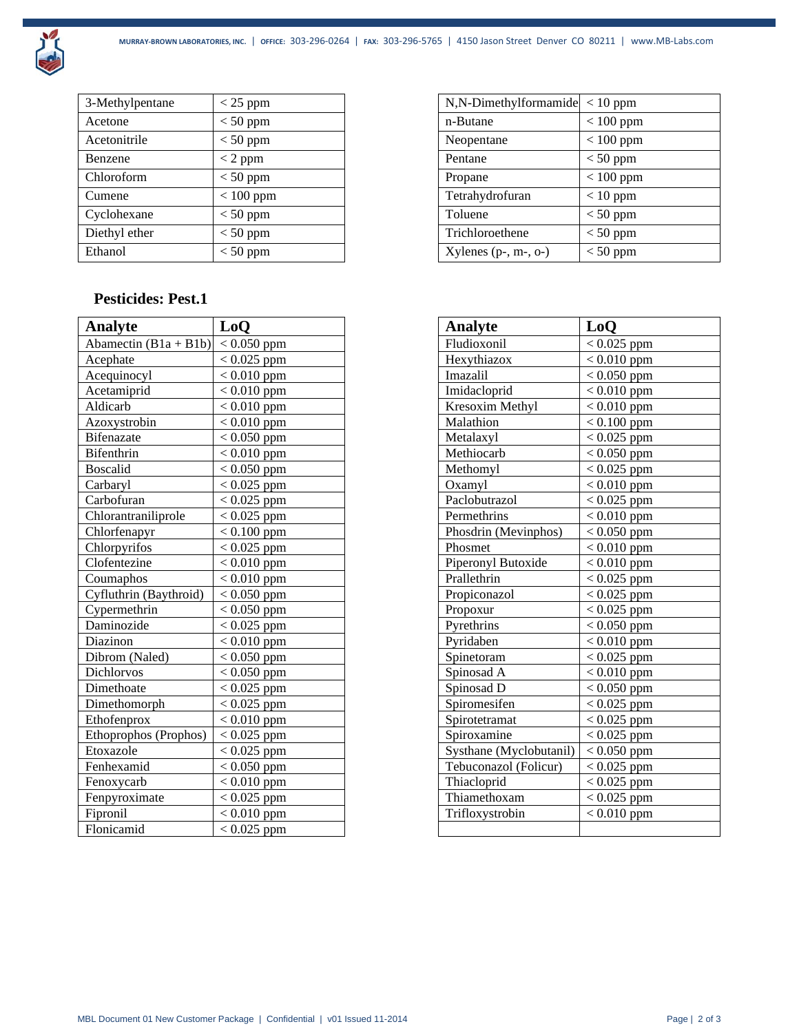| 3-Methylpentane | < 25 ppm |
|---|---|
| Acetone | < 50 ppm |
| Acetonitrile | < 50 ppm |
| Benzene | < 2 ppm |
| Chloroform | < 50 ppm |
| Cumene | < 100 ppm |
| Cyclohexane | < 50 ppm |
| Diethyl ether | < 50 ppm |
| Ethanol | < 50 ppm |

| N,N-Dimethylformamide | < 10 ppm |
|---|---|
| n-Butane | < 100 ppm |
| Neopentane | < 100 ppm |
| Pentane | < 50 ppm |
| Propane | < 100 ppm |
| Tetrahydrofuran | < 10 ppm |
| Toluene | < 50 ppm |
| Trichloroethene | < 50 ppm |
| Xylenes (p-, m-, o-) | < 50 ppm |

### Pesticides: Pest.1

| Analyte | LoQ |
|---|---|
| Abamectin (B1a + B1b) | < 0.050 ppm |
| Acephate | < 0.025 ppm |
| Acequinocyl | < 0.010 ppm |
| Acetamiprid | < 0.010 ppm |
| Aldicarb | < 0.010 ppm |
| Azoxystrobin | < 0.010 ppm |
| Bifenazate | < 0.050 ppm |
| Bifenthrin | < 0.010 ppm |
| Boscalid | < 0.050 ppm |
| Carbaryl | < 0.025 ppm |
| Carbofuran | < 0.025 ppm |
| Chlorantraniliprole | < 0.025 ppm |
| Chlorfenapyr | < 0.100 ppm |
| Chlorpyrifos | < 0.025 ppm |
| Clofentezine | < 0.010 ppm |
| Coumaphos | < 0.010 ppm |
| Cyfluthrin (Baythroid) | < 0.050 ppm |
| Cypermethrin | < 0.050 ppm |
| Daminozide | < 0.025 ppm |
| Diazinon | < 0.010 ppm |
| Dibrom (Naled) | < 0.050 ppm |
| Dichlorvos | < 0.050 ppm |
| Dimethoate | < 0.025 ppm |
| Dimethomorph | < 0.025 ppm |
| Ethofenprox | < 0.010 ppm |
| Ethoprophos (Prophos) | < 0.025 ppm |
| Etoxazole | < 0.025 ppm |
| Fenhexamid | < 0.050 ppm |
| Fenoxycarb | < 0.010 ppm |
| Fenpyroximate | < 0.025 ppm |
| Fipronil | < 0.010 ppm |
| Flonicamid | < 0.025 ppm |

| Analyte | LoQ |
|---|---|
| Fludioxonil | < 0.025 ppm |
| Hexythiazox | < 0.010 ppm |
| Imazalil | < 0.050 ppm |
| Imidacloprid | < 0.010 ppm |
| Kresoxim Methyl | < 0.010 ppm |
| Malathion | < 0.100 ppm |
| Metalaxyl | < 0.025 ppm |
| Methiocarb | < 0.050 ppm |
| Methomyl | < 0.025 ppm |
| Oxamyl | < 0.010 ppm |
| Paclobutrazol | < 0.025 ppm |
| Permethrins | < 0.010 ppm |
| Phosdrin (Mevinphos) | < 0.050 ppm |
| Phosmet | < 0.010 ppm |
| Piperonyl Butoxide | < 0.010 ppm |
| Prallethrin | < 0.025 ppm |
| Propiconazol | < 0.025 ppm |
| Propoxur | < 0.025 ppm |
| Pyrethrins | < 0.050 ppm |
| Pyridaben | < 0.010 ppm |
| Spinetoram | < 0.025 ppm |
| Spinosad A | < 0.010 ppm |
| Spinosad D | < 0.050 ppm |
| Spiromesifen | < 0.025 ppm |
| Spirotetramat | < 0.025 ppm |
| Spiroxamine | < 0.025 ppm |
| Systhane (Myclobutanil) | < 0.050 ppm |
| Tebuconazol (Folicur) | < 0.025 ppm |
| Thiacloprid | < 0.025 ppm |
| Thiamethoxam | < 0.025 ppm |
| Trifloxystrobin | < 0.010 ppm |
| | |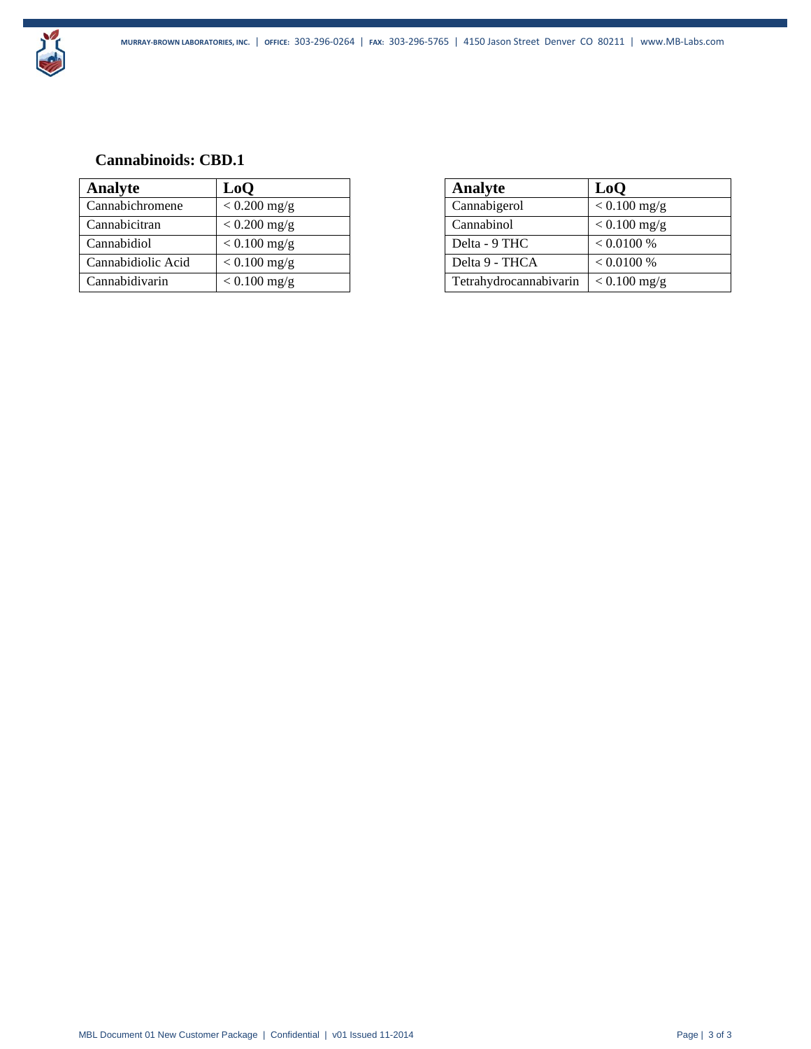## Cannabinoids: CBD.1

| Analyte | LoQ |
|---|---|
| Cannabichromene | < 0.200 mg/g |
| Cannabicitran | < 0.200 mg/g |
| Cannabidiol | < 0.100 mg/g |
| Cannabidiolic Acid | < 0.100 mg/g |
| Cannabidivarin | < 0.100 mg/g |

| Analyte | LoQ |
|---|---|
| Cannabigerol | < 0.100 mg/g |
| Cannabinol | < 0.100 mg/g |
| Delta - 9 THC | < 0.0100 % |
| Delta 9 - THCA | < 0.0100 % |
| Tetrahydrocannabivarin | < 0.100 mg/g |